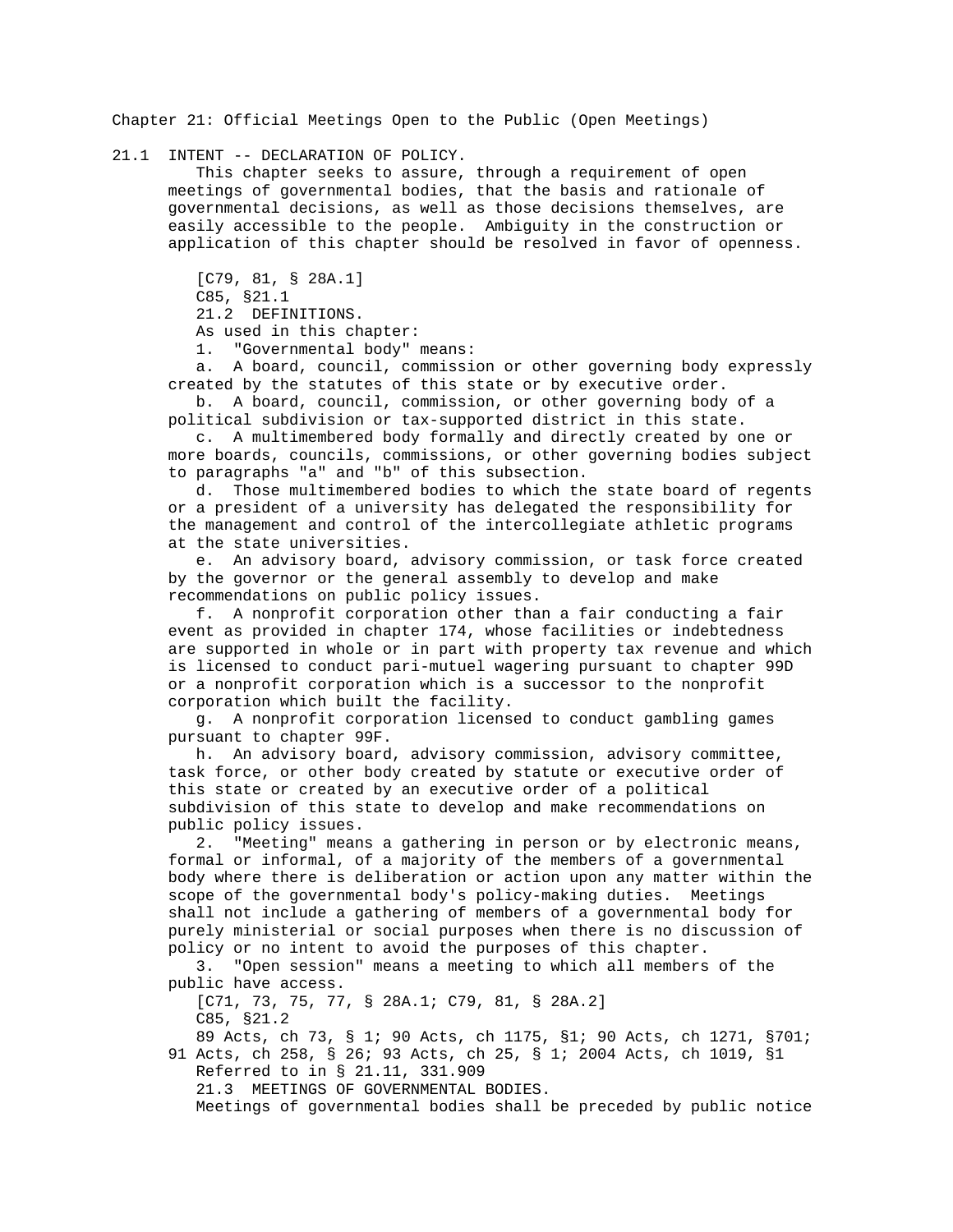# Chapter 21: Official Meetings Open to the Public (Open Meetings)

## 21.1 INTENT -- DECLARATION OF POLICY.

This chapter seeks to assure, through a requirement of open meetings of governmental bodies, that the basis and rationale of governmental decisions, as well as those decisions themselves, are easily accessible to the people. Ambiguity in the construction or application of this chapter should be resolved in favor of openness.

[C79, 81, § 28A.1]
C85, §21.1

## 21.2 DEFINITIONS.

As used in this chapter:

1. "Governmental body" means:

a. A board, council, commission or other governing body expressly created by the statutes of this state or by executive order.

b. A board, council, commission, or other governing body of a political subdivision or tax-supported district in this state.

c. A multimembered body formally and directly created by one or more boards, councils, commissions, or other governing bodies subject to paragraphs "a" and "b" of this subsection.

d. Those multimembered bodies to which the state board of regents or a president of a university has delegated the responsibility for the management and control of the intercollegiate athletic programs at the state universities.

e. An advisory board, advisory commission, or task force created by the governor or the general assembly to develop and make recommendations on public policy issues.

f. A nonprofit corporation other than a fair conducting a fair event as provided in chapter 174, whose facilities or indebtedness are supported in whole or in part with property tax revenue and which is licensed to conduct pari-mutuel wagering pursuant to chapter 99D or a nonprofit corporation which is a successor to the nonprofit corporation which built the facility.

g. A nonprofit corporation licensed to conduct gambling games pursuant to chapter 99F.

h. An advisory board, advisory commission, advisory committee, task force, or other body created by statute or executive order of this state or created by an executive order of a political subdivision of this state to develop and make recommendations on public policy issues.

2. "Meeting" means a gathering in person or by electronic means, formal or informal, of a majority of the members of a governmental body where there is deliberation or action upon any matter within the scope of the governmental body's policy-making duties. Meetings shall not include a gathering of members of a governmental body for purely ministerial or social purposes when there is no discussion of policy or no intent to avoid the purposes of this chapter.

3. "Open session" means a meeting to which all members of the public have access.

[C71, 73, 75, 77, § 28A.1; C79, 81, § 28A.2]
C85, §21.2
89 Acts, ch 73, § 1; 90 Acts, ch 1175, §1; 90 Acts, ch 1271, §701; 91 Acts, ch 258, § 26; 93 Acts, ch 25, § 1; 2004 Acts, ch 1019, §1
Referred to in § 21.11, 331.909

## 21.3 MEETINGS OF GOVERNMENTAL BODIES.

Meetings of governmental bodies shall be preceded by public notice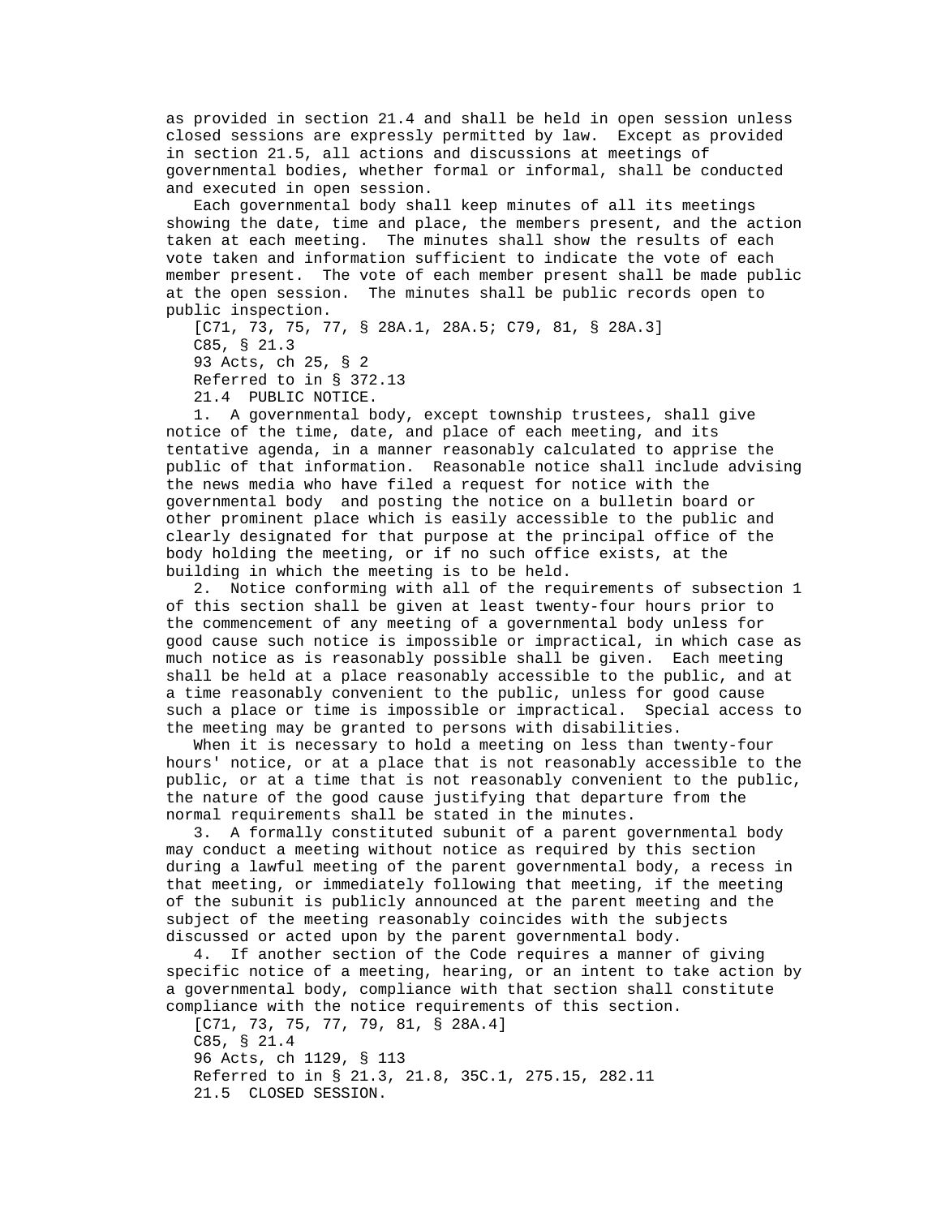as provided in section 21.4 and shall be held in open session unless closed sessions are expressly permitted by law. Except as provided in section 21.5, all actions and discussions at meetings of governmental bodies, whether formal or informal, shall be conducted and executed in open session.

Each governmental body shall keep minutes of all its meetings showing the date, time and place, the members present, and the action taken at each meeting. The minutes shall show the results of each vote taken and information sufficient to indicate the vote of each member present. The vote of each member present shall be made public at the open session. The minutes shall be public records open to public inspection.

[C71, 73, 75, 77, § 28A.1, 28A.5; C79, 81, § 28A.3]

C85, § 21.3

93 Acts, ch 25, § 2

Referred to in § 372.13

21.4 PUBLIC NOTICE.

1. A governmental body, except township trustees, shall give notice of the time, date, and place of each meeting, and its tentative agenda, in a manner reasonably calculated to apprise the public of that information. Reasonable notice shall include advising the news media who have filed a request for notice with the governmental body and posting the notice on a bulletin board or other prominent place which is easily accessible to the public and clearly designated for that purpose at the principal office of the body holding the meeting, or if no such office exists, at the building in which the meeting is to be held.

2. Notice conforming with all of the requirements of subsection 1 of this section shall be given at least twenty-four hours prior to the commencement of any meeting of a governmental body unless for good cause such notice is impossible or impractical, in which case as much notice as is reasonably possible shall be given. Each meeting shall be held at a place reasonably accessible to the public, and at a time reasonably convenient to the public, unless for good cause such a place or time is impossible or impractical. Special access to the meeting may be granted to persons with disabilities.

When it is necessary to hold a meeting on less than twenty-four hours' notice, or at a place that is not reasonably accessible to the public, or at a time that is not reasonably convenient to the public, the nature of the good cause justifying that departure from the normal requirements shall be stated in the minutes.

3. A formally constituted subunit of a parent governmental body may conduct a meeting without notice as required by this section during a lawful meeting of the parent governmental body, a recess in that meeting, or immediately following that meeting, if the meeting of the subunit is publicly announced at the parent meeting and the subject of the meeting reasonably coincides with the subjects discussed or acted upon by the parent governmental body.

4. If another section of the Code requires a manner of giving specific notice of a meeting, hearing, or an intent to take action by a governmental body, compliance with that section shall constitute compliance with the notice requirements of this section.

[C71, 73, 75, 77, 79, 81, § 28A.4]

C85, § 21.4

96 Acts, ch 1129, § 113

Referred to in § 21.3, 21.8, 35C.1, 275.15, 282.11

21.5 CLOSED SESSION.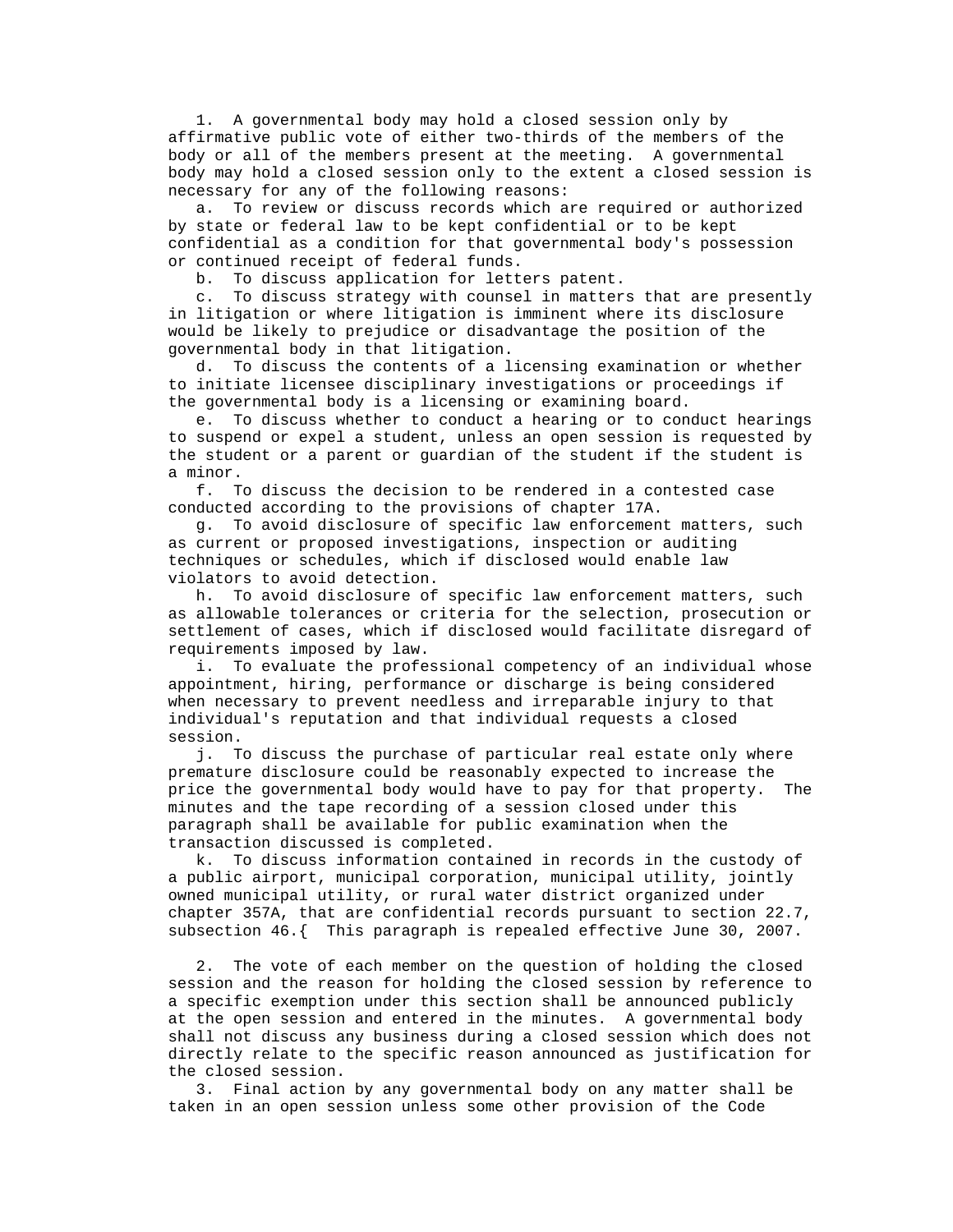1. A governmental body may hold a closed session only by affirmative public vote of either two-thirds of the members of the body or all of the members present at the meeting. A governmental body may hold a closed session only to the extent a closed session is necessary for any of the following reasons:

a. To review or discuss records which are required or authorized by state or federal law to be kept confidential or to be kept confidential as a condition for that governmental body's possession or continued receipt of federal funds.

b. To discuss application for letters patent.

c. To discuss strategy with counsel in matters that are presently in litigation or where litigation is imminent where its disclosure would be likely to prejudice or disadvantage the position of the governmental body in that litigation.

d. To discuss the contents of a licensing examination or whether to initiate licensee disciplinary investigations or proceedings if the governmental body is a licensing or examining board.

e. To discuss whether to conduct a hearing or to conduct hearings to suspend or expel a student, unless an open session is requested by the student or a parent or guardian of the student if the student is a minor.

f. To discuss the decision to be rendered in a contested case conducted according to the provisions of chapter 17A.

g. To avoid disclosure of specific law enforcement matters, such as current or proposed investigations, inspection or auditing techniques or schedules, which if disclosed would enable law violators to avoid detection.

h. To avoid disclosure of specific law enforcement matters, such as allowable tolerances or criteria for the selection, prosecution or settlement of cases, which if disclosed would facilitate disregard of requirements imposed by law.

i. To evaluate the professional competency of an individual whose appointment, hiring, performance or discharge is being considered when necessary to prevent needless and irreparable injury to that individual's reputation and that individual requests a closed session.

j. To discuss the purchase of particular real estate only where premature disclosure could be reasonably expected to increase the price the governmental body would have to pay for that property. The minutes and the tape recording of a session closed under this paragraph shall be available for public examination when the transaction discussed is completed.

k. To discuss information contained in records in the custody of a public airport, municipal corporation, municipal utility, jointly owned municipal utility, or rural water district organized under chapter 357A, that are confidential records pursuant to section 22.7, subsection 46.{ This paragraph is repealed effective June 30, 2007.

2. The vote of each member on the question of holding the closed session and the reason for holding the closed session by reference to a specific exemption under this section shall be announced publicly at the open session and entered in the minutes. A governmental body shall not discuss any business during a closed session which does not directly relate to the specific reason announced as justification for the closed session.

3. Final action by any governmental body on any matter shall be taken in an open session unless some other provision of the Code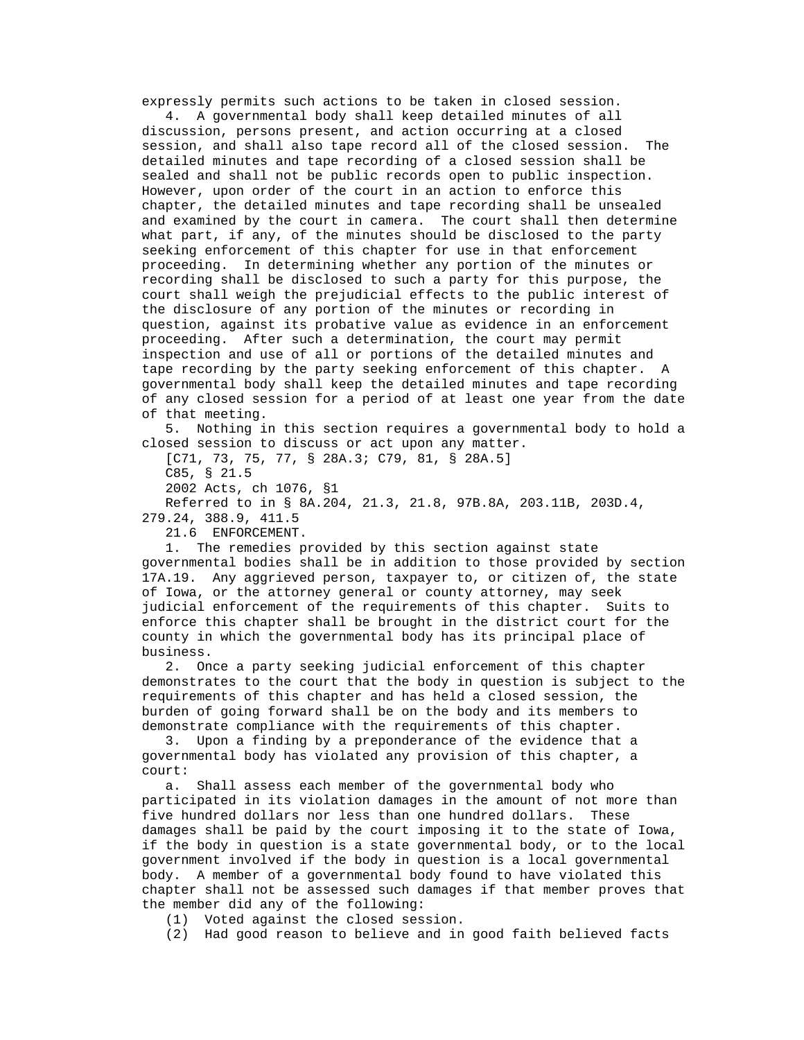expressly permits such actions to be taken in closed session.

4. A governmental body shall keep detailed minutes of all discussion, persons present, and action occurring at a closed session, and shall also tape record all of the closed session. The detailed minutes and tape recording of a closed session shall be sealed and shall not be public records open to public inspection. However, upon order of the court in an action to enforce this chapter, the detailed minutes and tape recording shall be unsealed and examined by the court in camera. The court shall then determine what part, if any, of the minutes should be disclosed to the party seeking enforcement of this chapter for use in that enforcement proceeding. In determining whether any portion of the minutes or recording shall be disclosed to such a party for this purpose, the court shall weigh the prejudicial effects to the public interest of the disclosure of any portion of the minutes or recording in question, against its probative value as evidence in an enforcement proceeding. After such a determination, the court may permit inspection and use of all or portions of the detailed minutes and tape recording by the party seeking enforcement of this chapter. A governmental body shall keep the detailed minutes and tape recording of any closed session for a period of at least one year from the date of that meeting.

5. Nothing in this section requires a governmental body to hold a closed session to discuss or act upon any matter.

[C71, 73, 75, 77, § 28A.3; C79, 81, § 28A.5]

C85, § 21.5

2002 Acts, ch 1076, §1

Referred to in § 8A.204, 21.3, 21.8, 97B.8A, 203.11B, 203D.4, 279.24, 388.9, 411.5

21.6 ENFORCEMENT.

1. The remedies provided by this section against state governmental bodies shall be in addition to those provided by section 17A.19. Any aggrieved person, taxpayer to, or citizen of, the state of Iowa, or the attorney general or county attorney, may seek judicial enforcement of the requirements of this chapter. Suits to enforce this chapter shall be brought in the district court for the county in which the governmental body has its principal place of business.

2. Once a party seeking judicial enforcement of this chapter demonstrates to the court that the body in question is subject to the requirements of this chapter and has held a closed session, the burden of going forward shall be on the body and its members to demonstrate compliance with the requirements of this chapter.

3. Upon a finding by a preponderance of the evidence that a governmental body has violated any provision of this chapter, a court:

a. Shall assess each member of the governmental body who participated in its violation damages in the amount of not more than five hundred dollars nor less than one hundred dollars. These damages shall be paid by the court imposing it to the state of Iowa, if the body in question is a state governmental body, or to the local government involved if the body in question is a local governmental body. A member of a governmental body found to have violated this chapter shall not be assessed such damages if that member proves that the member did any of the following:

(1) Voted against the closed session.

(2) Had good reason to believe and in good faith believed facts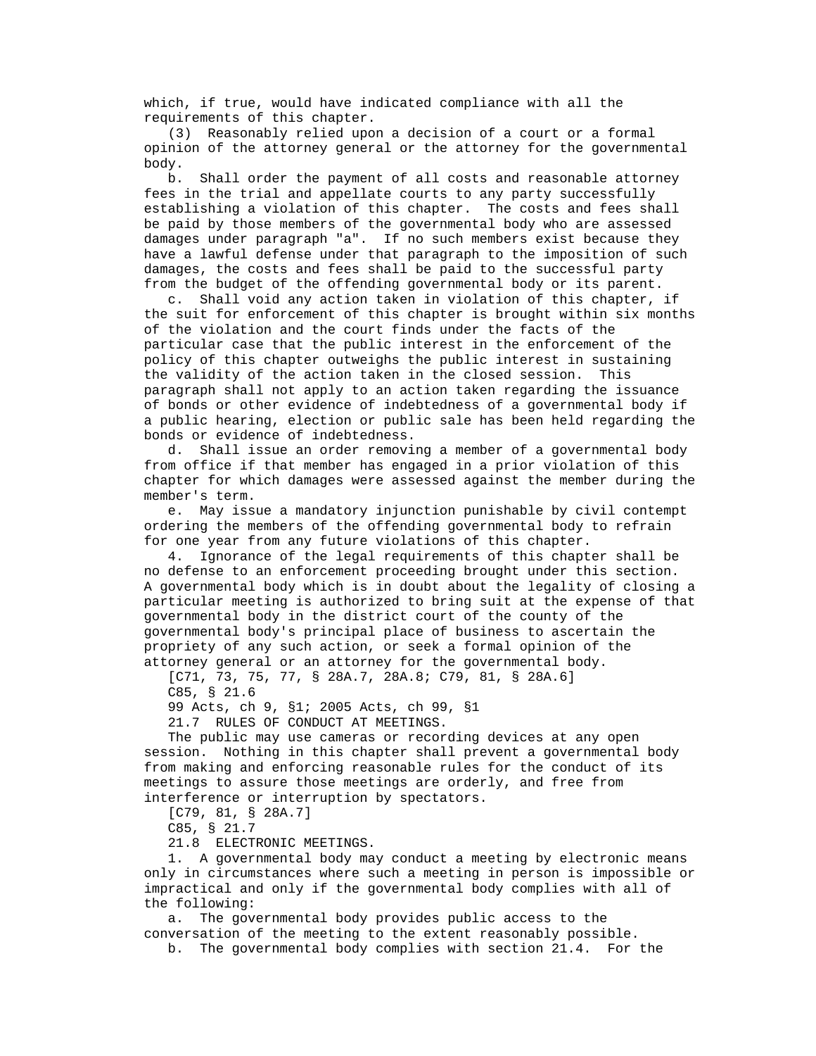which, if true, would have indicated compliance with all the requirements of this chapter.

(3) Reasonably relied upon a decision of a court or a formal opinion of the attorney general or the attorney for the governmental body.

b. Shall order the payment of all costs and reasonable attorney fees in the trial and appellate courts to any party successfully establishing a violation of this chapter. The costs and fees shall be paid by those members of the governmental body who are assessed damages under paragraph "a". If no such members exist because they have a lawful defense under that paragraph to the imposition of such damages, the costs and fees shall be paid to the successful party from the budget of the offending governmental body or its parent.

c. Shall void any action taken in violation of this chapter, if the suit for enforcement of this chapter is brought within six months of the violation and the court finds under the facts of the particular case that the public interest in the enforcement of the policy of this chapter outweighs the public interest in sustaining the validity of the action taken in the closed session. This paragraph shall not apply to an action taken regarding the issuance of bonds or other evidence of indebtedness of a governmental body if a public hearing, election or public sale has been held regarding the bonds or evidence of indebtedness.

d. Shall issue an order removing a member of a governmental body from office if that member has engaged in a prior violation of this chapter for which damages were assessed against the member during the member's term.

e. May issue a mandatory injunction punishable by civil contempt ordering the members of the offending governmental body to refrain for one year from any future violations of this chapter.

4. Ignorance of the legal requirements of this chapter shall be no defense to an enforcement proceeding brought under this section. A governmental body which is in doubt about the legality of closing a particular meeting is authorized to bring suit at the expense of that governmental body in the district court of the county of the governmental body's principal place of business to ascertain the propriety of any such action, or seek a formal opinion of the attorney general or an attorney for the governmental body.

[C71, 73, 75, 77, § 28A.7, 28A.8; C79, 81, § 28A.6]

C85, § 21.6

99 Acts, ch 9, §1; 2005 Acts, ch 99, §1

21.7 RULES OF CONDUCT AT MEETINGS.

The public may use cameras or recording devices at any open session. Nothing in this chapter shall prevent a governmental body from making and enforcing reasonable rules for the conduct of its meetings to assure those meetings are orderly, and free from interference or interruption by spectators.

[C79, 81, § 28A.7]

C85, § 21.7

21.8 ELECTRONIC MEETINGS.

1. A governmental body may conduct a meeting by electronic means only in circumstances where such a meeting in person is impossible or impractical and only if the governmental body complies with all of the following:

a. The governmental body provides public access to the conversation of the meeting to the extent reasonably possible.

b. The governmental body complies with section 21.4. For the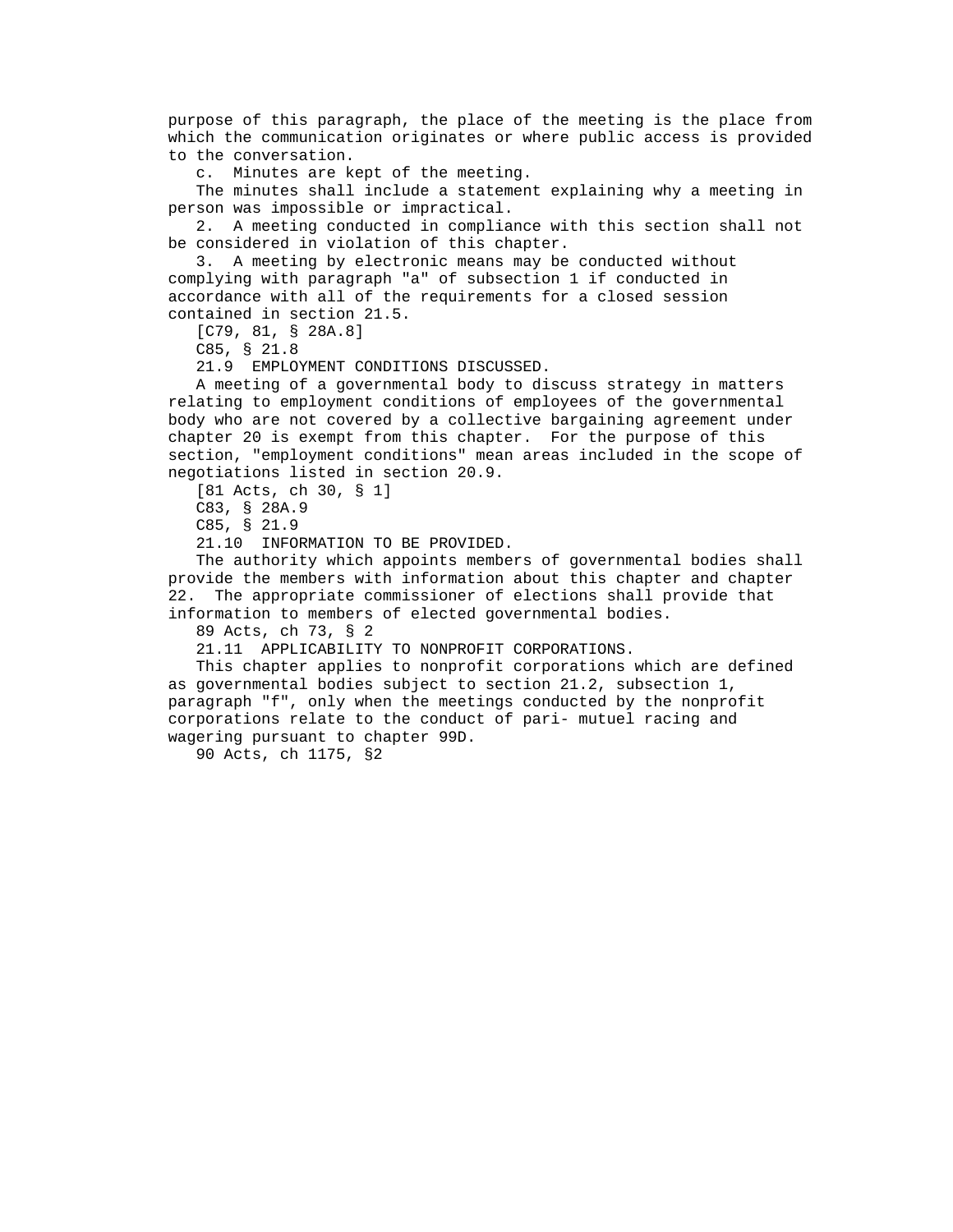purpose of this paragraph, the place of the meeting is the place from which the communication originates or where public access is provided to the conversation.

c. Minutes are kept of the meeting.

The minutes shall include a statement explaining why a meeting in person was impossible or impractical.

2. A meeting conducted in compliance with this section shall not be considered in violation of this chapter.

3. A meeting by electronic means may be conducted without complying with paragraph "a" of subsection 1 if conducted in accordance with all of the requirements for a closed session contained in section 21.5.

[C79, 81, § 28A.8]

C85, § 21.8

21.9 EMPLOYMENT CONDITIONS DISCUSSED.

A meeting of a governmental body to discuss strategy in matters relating to employment conditions of employees of the governmental body who are not covered by a collective bargaining agreement under chapter 20 is exempt from this chapter. For the purpose of this section, "employment conditions" mean areas included in the scope of negotiations listed in section 20.9.

[81 Acts, ch 30, § 1]

C83, § 28A.9

C85, § 21.9

21.10 INFORMATION TO BE PROVIDED.

The authority which appoints members of governmental bodies shall provide the members with information about this chapter and chapter 22. The appropriate commissioner of elections shall provide that information to members of elected governmental bodies.

89 Acts, ch 73, § 2

21.11 APPLICABILITY TO NONPROFIT CORPORATIONS.

This chapter applies to nonprofit corporations which are defined as governmental bodies subject to section 21.2, subsection 1, paragraph "f", only when the meetings conducted by the nonprofit corporations relate to the conduct of pari- mutuel racing and wagering pursuant to chapter 99D.

90 Acts, ch 1175, §2